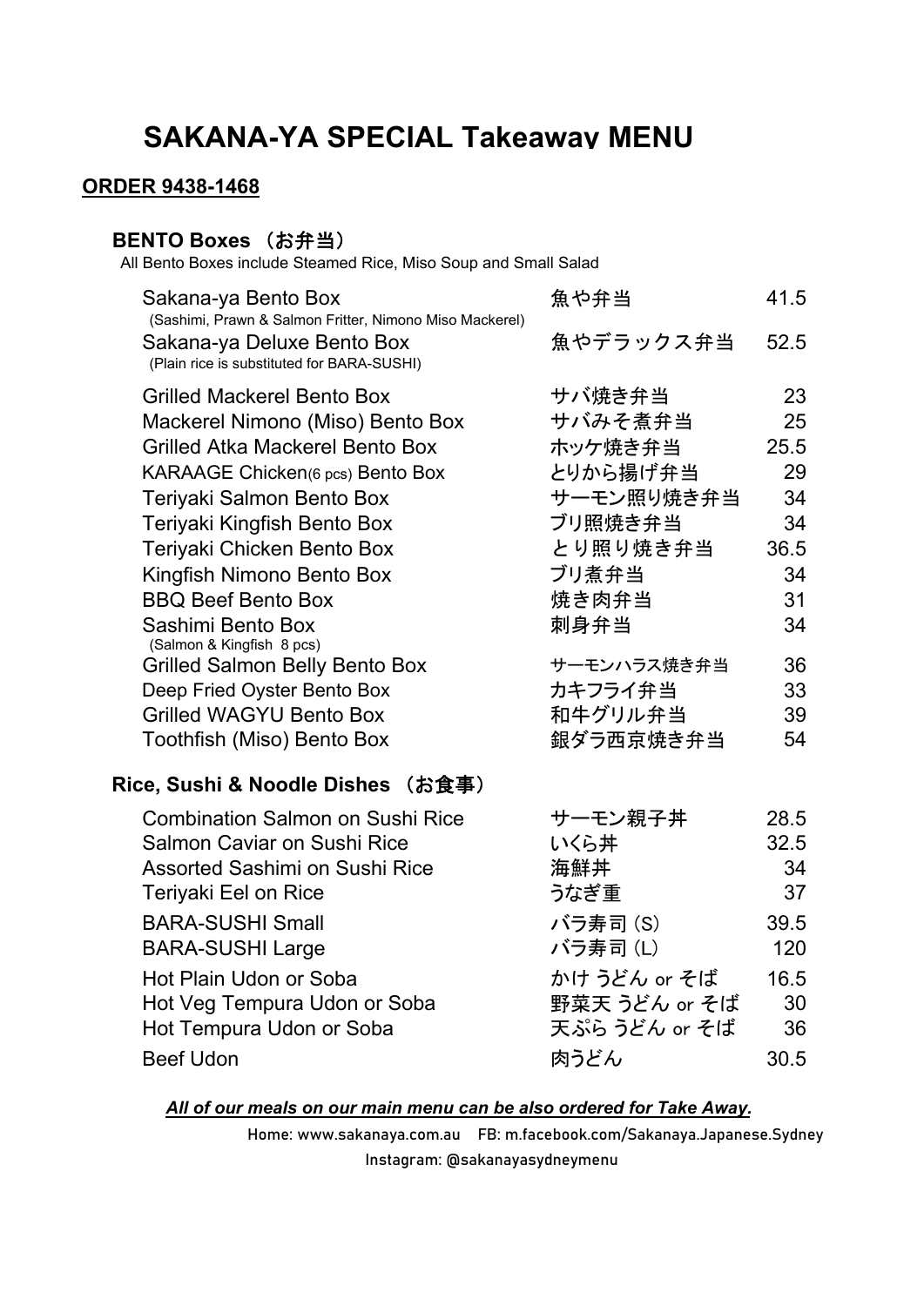# SAKANA-YA SPECIAL Takeaway MENU

**ORDER 9438-1468**

## BENTO Boxes （お弁当）

All Bento Boxes include Steamed Rice, Miso Soup and Small Salad

| Item | Japanese | Price |
|---|---|---|
| Sakana-ya Bento Box (Sashimi, Prawn & Salmon Fritter, Nimono Miso Mackerel) | 魚や弁当 | 41.5 |
| Sakana-ya Deluxe Bento Box (Plain rice is substituted for BARA-SUSHI) | 魚やデラックス弁当 | 52.5 |
| Grilled Mackerel Bento Box | サバ焼き弁当 | 23 |
| Mackerel Nimono (Miso) Bento Box | サバみそ煮弁当 | 25 |
| Grilled Atka Mackerel Bento Box | ホッケ焼き弁当 | 25.5 |
| KARAAGE Chicken(6 pcs) Bento Box | とりから揚げ弁当 | 29 |
| Teriyaki Salmon Bento Box | サーモン照り焼き弁当 | 34 |
| Teriyaki Kingfish Bento Box | ブリ照焼き弁当 | 34 |
| Teriyaki Chicken Bento Box | とり照り焼き弁当 | 36.5 |
| Kingfish Nimono Bento Box | ブリ煮弁当 | 34 |
| BBQ Beef Bento Box | 焼き肉弁当 | 31 |
| Sashimi Bento Box (Salmon & Kingfish 8 pcs) | 刺身弁当 | 34 |
| Grilled Salmon Belly Bento Box | サーモンハラス焼き弁当 | 36 |
| Deep Fried Oyster Bento Box | カキフライ弁当 | 33 |
| Grilled WAGYU Bento Box | 和牛グリル弁当 | 39 |
| Toothfish (Miso) Bento Box | 銀ダラ西京焼き弁当 | 54 |

## Rice, Sushi & Noodle Dishes （お食事）

| Item | Japanese | Price |
|---|---|---|
| Combination Salmon on Sushi Rice | サーモン親子丼 | 28.5 |
| Salmon Caviar on Sushi Rice | いくら丼 | 32.5 |
| Assorted Sashimi on Sushi Rice | 海鮮丼 | 34 |
| Teriyaki Eel on Rice | うなぎ重 | 37 |
| BARA-SUSHI Small | バラ寿司 (S) | 39.5 |
| BARA-SUSHI Large | バラ寿司 (L) | 120 |
| Hot Plain Udon or Soba | かけ うどん or そば | 16.5 |
| Hot Veg Tempura Udon or Soba | 野菜天 うどん or そば | 30 |
| Hot Tempura Udon or Soba | 天ぷら うどん or そば | 36 |
| Beef Udon | 肉うどん | 30.5 |

***All of our meals on our main menu can be also ordered for Take Away.***

Home: www.sakanaya.com.au FB: m.facebook.com/Sakanaya.Japanese.Sydney

Instagram: @sakanayasydneymenu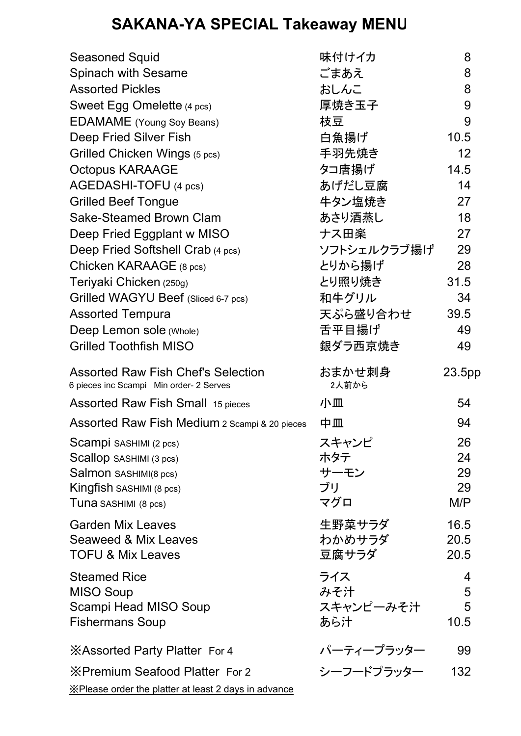# SAKANA-YA SPECIAL Takeaway MENU

| | | |
|---|---|---|
| Seasoned Squid | 味付けイカ | 8 |
| Spinach with Sesame | ごまあえ | 8 |
| Assorted Pickles | おしんこ | 8 |
| Sweet Egg Omelette (4 pcs) | 厚焼き玉子 | 9 |
| EDAMAME (Young Soy Beans) | 枝豆 | 9 |
| Deep Fried Silver Fish | 白魚揚げ | 10.5 |
| Grilled Chicken Wings (5 pcs) | 手羽先焼き | 12 |
| Octopus KARAAGE | タコ唐揚げ | 14.5 |
| AGEDASHI-TOFU (4 pcs) | あげだし豆腐 | 14 |
| Grilled Beef Tongue | 牛タン塩焼き | 27 |
| Sake-Steamed Brown Clam | あさり酒蒸し | 18 |
| Deep Fried Eggplant w MISO | ナス田楽 | 27 |
| Deep Fried Softshell Crab (4 pcs) | ソフトシェルクラブ揚げ | 29 |
| Chicken KARAAGE (8 pcs) | とりから揚げ | 28 |
| Teriyaki Chicken (250g) | とり照り焼き | 31.5 |
| Grilled WAGYU Beef (Sliced 6-7 pcs) | 和牛グリル | 34 |
| Assorted Tempura | 天ぷら盛り合わせ | 39.5 |
| Deep Lemon sole (Whole) | 舌平目揚げ | 49 |
| Grilled Toothfish MISO | 銀ダラ西京焼き | 49 |
| Assorted Raw Fish Chef's Selection<br>6 pieces inc Scampi Min order- 2 Serves | おまかせ刺身<br>2人前から | 23.5pp |
| Assorted Raw Fish Small 15 pieces | 小皿 | 54 |
| Assorted Raw Fish Medium 2 Scampi & 20 pieces | 中皿 | 94 |
| Scampi SASHIMI (2 pcs) | スキャンピ | 26 |
| Scallop SASHIMI (3 pcs) | ホタテ | 24 |
| Salmon SASHIMI(8 pcs) | サーモン | 29 |
| Kingfish SASHIMI (8 pcs) | ブリ | 29 |
| Tuna SASHIMI (8 pcs) | マグロ | M/P |
| Garden Mix Leaves | 生野菜サラダ | 16.5 |
| Seaweed & Mix Leaves | わかめサラダ | 20.5 |
| TOFU & Mix Leaves | 豆腐サラダ | 20.5 |
| Steamed Rice | ライス | 4 |
| MISO Soup | みそ汁 | 5 |
| Scampi Head MISO Soup | スキャンピーみそ汁 | 5 |
| Fishermans Soup | あら汁 | 10.5 |
| ※Assorted Party Platter For 4 | パーティープラッター | 99 |
| ※Premium Seafood Platter For 2 | シーフードプラッター | 132 |

※Please order the platter at least 2 days in advance